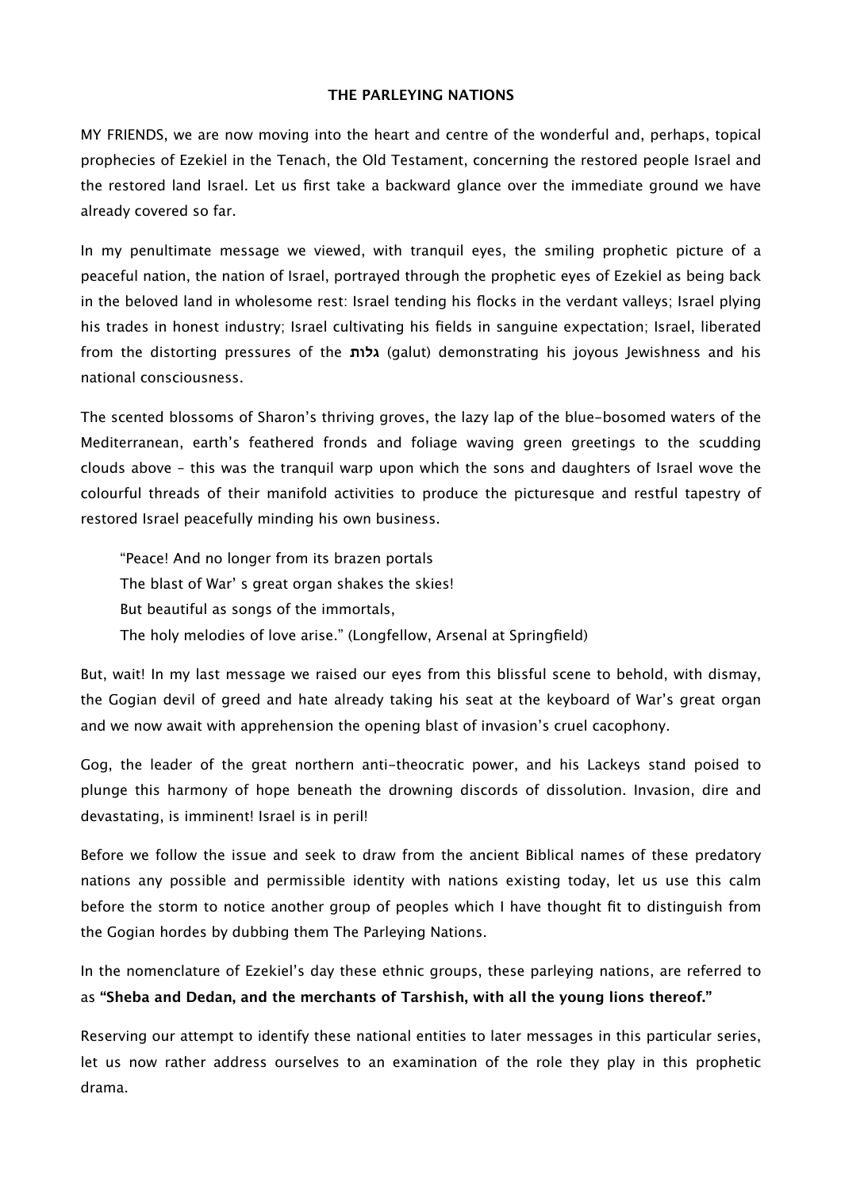# THE PARLEYING NATIONS

MY FRIENDS, we are now moving into the heart and centre of the wonderful and, perhaps, topical prophecies of Ezekiel in the Tenach, the Old Testament, concerning the restored people Israel and the restored land Israel. Let us first take a backward glance over the immediate ground we have already covered so far.

In my penultimate message we viewed, with tranquil eyes, the smiling prophetic picture of a peaceful nation, the nation of Israel, portrayed through the prophetic eyes of Ezekiel as being back in the beloved land in wholesome rest: Israel tending his flocks in the verdant valleys; Israel plying his trades in honest industry; Israel cultivating his fields in sanguine expectation; Israel, liberated from the distorting pressures of the **גלות** (galut) demonstrating his joyous Jewishness and his national consciousness.

The scented blossoms of Sharon's thriving groves, the lazy lap of the blue-bosomed waters of the Mediterranean, earth's feathered fronds and foliage waving green greetings to the scudding clouds above – this was the tranquil warp upon which the sons and daughters of Israel wove the colourful threads of their manifold activities to produce the picturesque and restful tapestry of restored Israel peacefully minding his own business.

> "Peace! And no longer from its brazen portals
> The blast of War' s great organ shakes the skies!
> But beautiful as songs of the immortals,
> The holy melodies of love arise." (Longfellow, Arsenal at Springfield)

But, wait! In my last message we raised our eyes from this blissful scene to behold, with dismay, the Gogian devil of greed and hate already taking his seat at the keyboard of War's great organ and we now await with apprehension the opening blast of invasion's cruel cacophony.

Gog, the leader of the great northern anti-theocratic power, and his Lackeys stand poised to plunge this harmony of hope beneath the drowning discords of dissolution. Invasion, dire and devastating, is imminent! Israel is in peril!

Before we follow the issue and seek to draw from the ancient Biblical names of these predatory nations any possible and permissible identity with nations existing today, let us use this calm before the storm to notice another group of peoples which I have thought fit to distinguish from the Gogian hordes by dubbing them The Parleying Nations.

In the nomenclature of Ezekiel's day these ethnic groups, these parleying nations, are referred to as **"Sheba and Dedan, and the merchants of Tarshish, with all the young lions thereof."**

Reserving our attempt to identify these national entities to later messages in this particular series, let us now rather address ourselves to an examination of the role they play in this prophetic drama.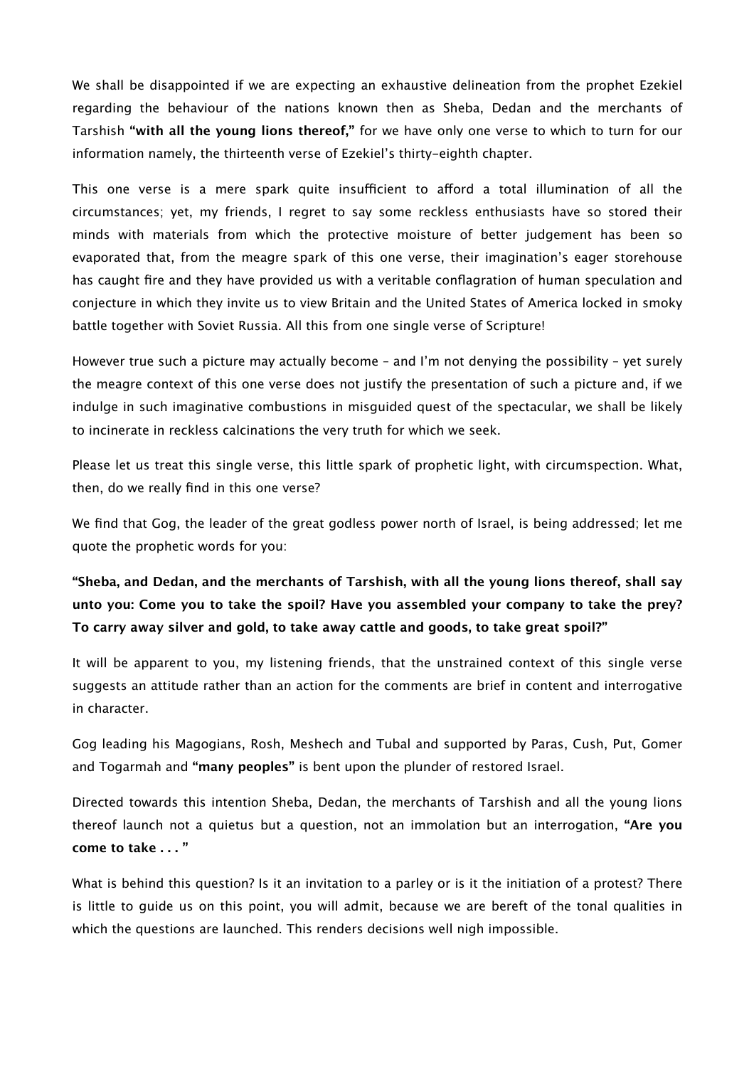We shall be disappointed if we are expecting an exhaustive delineation from the prophet Ezekiel regarding the behaviour of the nations known then as Sheba, Dedan and the merchants of Tarshish **"with all the young lions thereof,"** for we have only one verse to which to turn for our information namely, the thirteenth verse of Ezekiel's thirty-eighth chapter.

This one verse is a mere spark quite insufficient to afford a total illumination of all the circumstances; yet, my friends, I regret to say some reckless enthusiasts have so stored their minds with materials from which the protective moisture of better judgement has been so evaporated that, from the meagre spark of this one verse, their imagination's eager storehouse has caught fire and they have provided us with a veritable conflagration of human speculation and conjecture in which they invite us to view Britain and the United States of America locked in smoky battle together with Soviet Russia. All this from one single verse of Scripture!

However true such a picture may actually become – and I'm not denying the possibility – yet surely the meagre context of this one verse does not justify the presentation of such a picture and, if we indulge in such imaginative combustions in misguided quest of the spectacular, we shall be likely to incinerate in reckless calcinations the very truth for which we seek.

Please let us treat this single verse, this little spark of prophetic light, with circumspection. What, then, do we really find in this one verse?

We find that Gog, the leader of the great godless power north of Israel, is being addressed; let me quote the prophetic words for you:

**"Sheba, and Dedan, and the merchants of Tarshish, with all the young lions thereof, shall say unto you: Come you to take the spoil? Have you assembled your company to take the prey? To carry away silver and gold, to take away cattle and goods, to take great spoil?"**

It will be apparent to you, my listening friends, that the unstrained context of this single verse suggests an attitude rather than an action for the comments are brief in content and interrogative in character.

Gog leading his Magogians, Rosh, Meshech and Tubal and supported by Paras, Cush, Put, Gomer and Togarmah and **"many peoples"** is bent upon the plunder of restored Israel.

Directed towards this intention Sheba, Dedan, the merchants of Tarshish and all the young lions thereof launch not a quietus but a question, not an immolation but an interrogation, **"Are you come to take . . . "**

What is behind this question? Is it an invitation to a parley or is it the initiation of a protest? There is little to guide us on this point, you will admit, because we are bereft of the tonal qualities in which the questions are launched. This renders decisions well nigh impossible.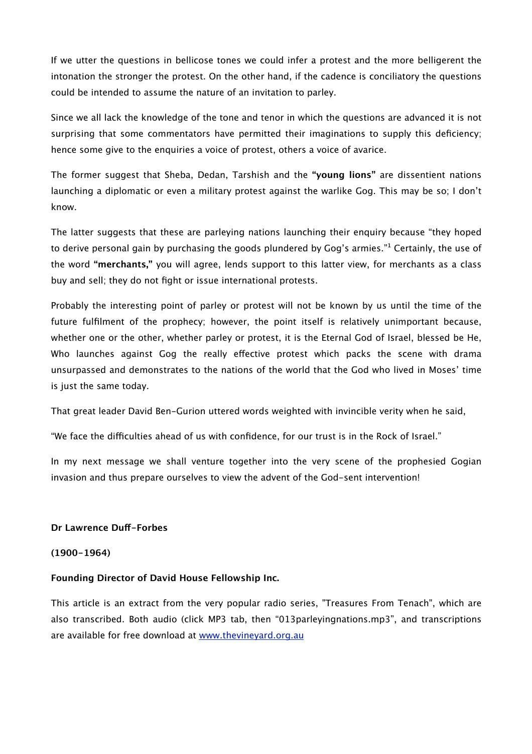If we utter the questions in bellicose tones we could infer a protest and the more belligerent the intonation the stronger the protest. On the other hand, if the cadence is conciliatory the questions could be intended to assume the nature of an invitation to parley.

Since we all lack the knowledge of the tone and tenor in which the questions are advanced it is not surprising that some commentators have permitted their imaginations to supply this deficiency; hence some give to the enquiries a voice of protest, others a voice of avarice.

The former suggest that Sheba, Dedan, Tarshish and the **"young lions"** are dissentient nations launching a diplomatic or even a military protest against the warlike Gog. This may be so; I don't know.

The latter suggests that these are parleying nations launching their enquiry because "they hoped to derive personal gain by purchasing the goods plundered by Gog's armies."[1] Certainly, the use of the word **"merchants,"** you will agree, lends support to this latter view, for merchants as a class buy and sell; they do not fight or issue international protests.

Probably the interesting point of parley or protest will not be known by us until the time of the future fulfilment of the prophecy; however, the point itself is relatively unimportant because, whether one or the other, whether parley or protest, it is the Eternal God of Israel, blessed be He, Who launches against Gog the really effective protest which packs the scene with drama unsurpassed and demonstrates to the nations of the world that the God who lived in Moses' time is just the same today.

That great leader David Ben-Gurion uttered words weighted with invincible verity when he said,

"We face the difficulties ahead of us with confidence, for our trust is in the Rock of Israel."

In my next message we shall venture together into the very scene of the prophesied Gogian invasion and thus prepare ourselves to view the advent of the God-sent intervention!

**Dr Lawrence Duff-Forbes**

**(1900-1964)**

**Founding Director of David House Fellowship Inc.**

This article is an extract from the very popular radio series, "Treasures From Tenach", which are also transcribed. Both audio (click MP3 tab, then "013parleyingnations.mp3", and transcriptions are available for free download at www.thevineyard.org.au